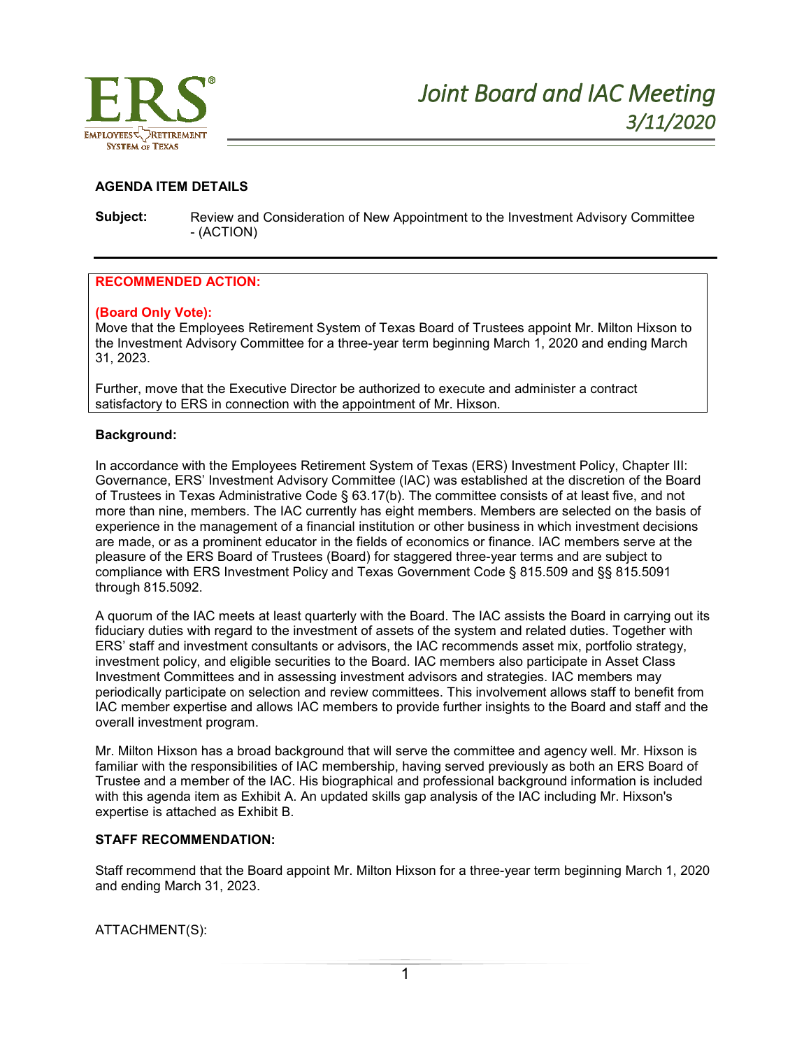# Joint Board and IAC Meeting
## 3/11/2020

**AGENDA ITEM DETAILS**

**Subject:** Review and Consideration of New Appointment to the Investment Advisory Committee - (ACTION)

---

**RECOMMENDED ACTION:**

**(Board Only Vote):**
Move that the Employees Retirement System of Texas Board of Trustees appoint Mr. Milton Hixson to the Investment Advisory Committee for a three-year term beginning March 1, 2020 and ending March 31, 2023.

Further, move that the Executive Director be authorized to execute and administer a contract satisfactory to ERS in connection with the appointment of Mr. Hixson.

**Background:**

In accordance with the Employees Retirement System of Texas (ERS) Investment Policy, Chapter III: Governance, ERS' Investment Advisory Committee (IAC) was established at the discretion of the Board of Trustees in Texas Administrative Code § 63.17(b). The committee consists of at least five, and not more than nine, members. The IAC currently has eight members. Members are selected on the basis of experience in the management of a financial institution or other business in which investment decisions are made, or as a prominent educator in the fields of economics or finance. IAC members serve at the pleasure of the ERS Board of Trustees (Board) for staggered three-year terms and are subject to compliance with ERS Investment Policy and Texas Government Code § 815.509 and §§ 815.5091 through 815.5092.

A quorum of the IAC meets at least quarterly with the Board. The IAC assists the Board in carrying out its fiduciary duties with regard to the investment of assets of the system and related duties. Together with ERS' staff and investment consultants or advisors, the IAC recommends asset mix, portfolio strategy, investment policy, and eligible securities to the Board. IAC members also participate in Asset Class Investment Committees and in assessing investment advisors and strategies. IAC members may periodically participate on selection and review committees. This involvement allows staff to benefit from IAC member expertise and allows IAC members to provide further insights to the Board and staff and the overall investment program.

Mr. Milton Hixson has a broad background that will serve the committee and agency well. Mr. Hixson is familiar with the responsibilities of IAC membership, having served previously as both an ERS Board of Trustee and a member of the IAC. His biographical and professional background information is included with this agenda item as Exhibit A. An updated skills gap analysis of the IAC including Mr. Hixson's expertise is attached as Exhibit B.

**STAFF RECOMMENDATION:**

Staff recommend that the Board appoint Mr. Milton Hixson for a three-year term beginning March 1, 2020 and ending March 31, 2023.

ATTACHMENT(S):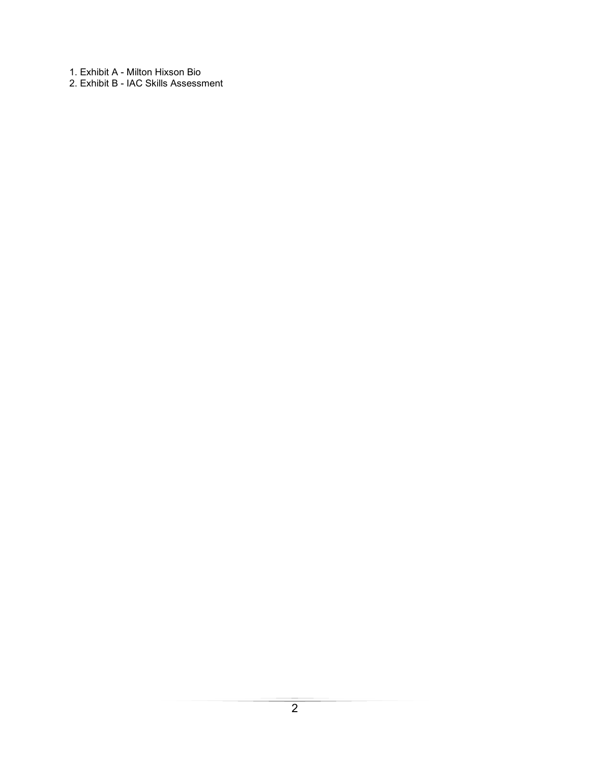1. Exhibit A - Milton Hixson Bio
2. Exhibit B - IAC Skills Assessment